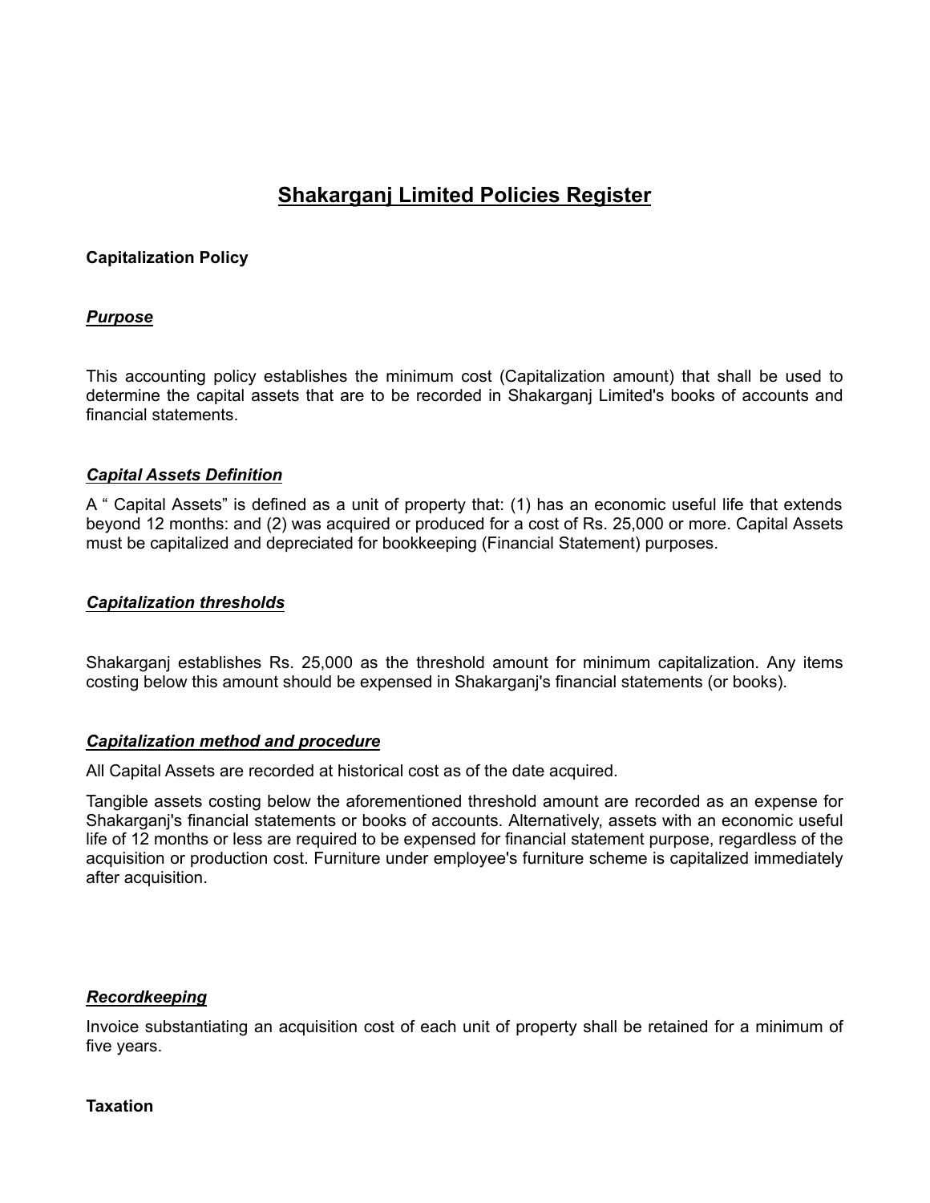# Shakarganj Limited Policies Register

## Capitalization Policy

### *Purpose*

This accounting policy establishes the minimum cost (Capitalization amount) that shall be used to determine the capital assets that are to be recorded in Shakarganj Limited's books of accounts and financial statements.

### *Capital Assets Definition*

A " Capital Assets" is defined as a unit of property that: (1) has an economic useful life that extends beyond 12 months: and (2) was acquired or produced for a cost of Rs. 25,000 or more. Capital Assets must be capitalized and depreciated for bookkeeping (Financial Statement) purposes.

### *Capitalization thresholds*

Shakarganj establishes Rs. 25,000 as the threshold amount for minimum capitalization. Any items costing below this amount should be expensed in Shakarganj's financial statements (or books).

### *Capitalization method and procedure*

All Capital Assets are recorded at historical cost as of the date acquired.

Tangible assets costing below the aforementioned threshold amount are recorded as an expense for Shakarganj's financial statements or books of accounts. Alternatively, assets with an economic useful life of 12 months or less are required to be expensed for financial statement purpose, regardless of the acquisition or production cost. Furniture under employee's furniture scheme is capitalized immediately after acquisition.

### *Recordkeeping*

Invoice substantiating an acquisition cost of each unit of property shall be retained for a minimum of five years.

## Taxation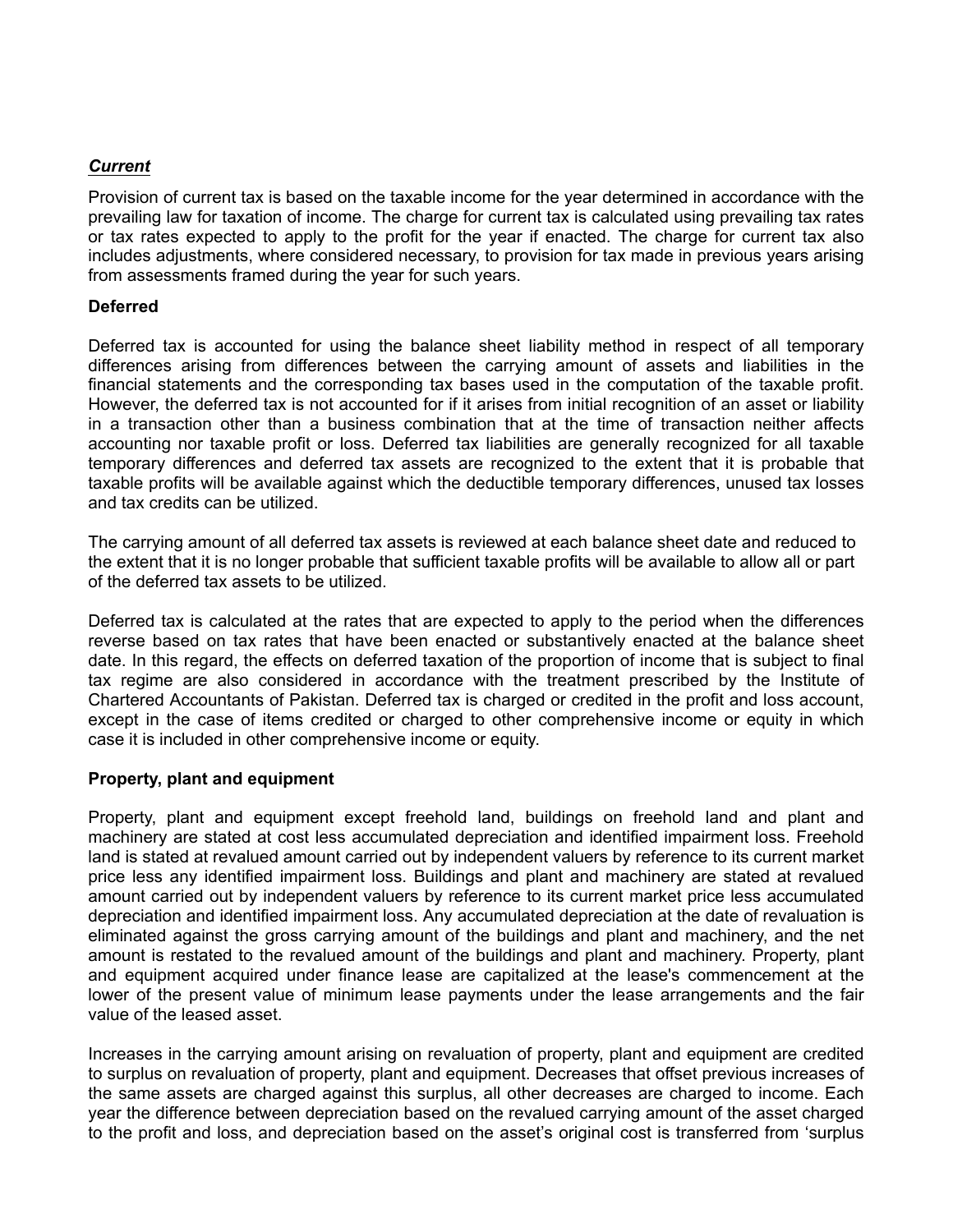***Current***

Provision of current tax is based on the taxable income for the year determined in accordance with the prevailing law for taxation of income. The charge for current tax is calculated using prevailing tax rates or tax rates expected to apply to the profit for the year if enacted. The charge for current tax also includes adjustments, where considered necessary, to provision for tax made in previous years arising from assessments framed during the year for such years.

**Deferred**

Deferred tax is accounted for using the balance sheet liability method in respect of all temporary differences arising from differences between the carrying amount of assets and liabilities in the financial statements and the corresponding tax bases used in the computation of the taxable profit. However, the deferred tax is not accounted for if it arises from initial recognition of an asset or liability in a transaction other than a business combination that at the time of transaction neither affects accounting nor taxable profit or loss. Deferred tax liabilities are generally recognized for all taxable temporary differences and deferred tax assets are recognized to the extent that it is probable that taxable profits will be available against which the deductible temporary differences, unused tax losses and tax credits can be utilized.

The carrying amount of all deferred tax assets is reviewed at each balance sheet date and reduced to the extent that it is no longer probable that sufficient taxable profits will be available to allow all or part of the deferred tax assets to be utilized.

Deferred tax is calculated at the rates that are expected to apply to the period when the differences reverse based on tax rates that have been enacted or substantively enacted at the balance sheet date. In this regard, the effects on deferred taxation of the proportion of income that is subject to final tax regime are also considered in accordance with the treatment prescribed by the Institute of Chartered Accountants of Pakistan. Deferred tax is charged or credited in the profit and loss account, except in the case of items credited or charged to other comprehensive income or equity in which case it is included in other comprehensive income or equity.

**Property, plant and equipment**

Property, plant and equipment except freehold land, buildings on freehold land and plant and machinery are stated at cost less accumulated depreciation and identified impairment loss. Freehold land is stated at revalued amount carried out by independent valuers by reference to its current market price less any identified impairment loss. Buildings and plant and machinery are stated at revalued amount carried out by independent valuers by reference to its current market price less accumulated depreciation and identified impairment loss. Any accumulated depreciation at the date of revaluation is eliminated against the gross carrying amount of the buildings and plant and machinery, and the net amount is restated to the revalued amount of the buildings and plant and machinery. Property, plant and equipment acquired under finance lease are capitalized at the lease's commencement at the lower of the present value of minimum lease payments under the lease arrangements and the fair value of the leased asset.

Increases in the carrying amount arising on revaluation of property, plant and equipment are credited to surplus on revaluation of property, plant and equipment. Decreases that offset previous increases of the same assets are charged against this surplus, all other decreases are charged to income. Each year the difference between depreciation based on the revalued carrying amount of the asset charged to the profit and loss, and depreciation based on the asset's original cost is transferred from 'surplus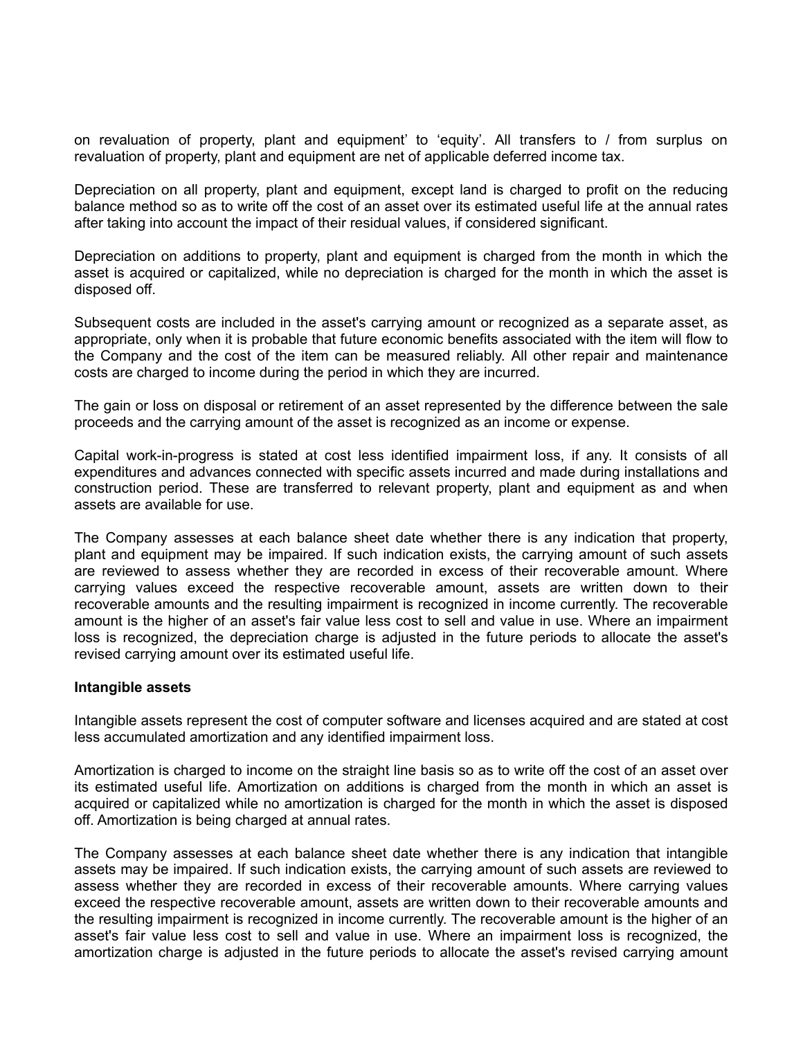on revaluation of property, plant and equipment' to 'equity'. All transfers to / from surplus on revaluation of property, plant and equipment are net of applicable deferred income tax.

Depreciation on all property, plant and equipment, except land is charged to profit on the reducing balance method so as to write off the cost of an asset over its estimated useful life at the annual rates after taking into account the impact of their residual values, if considered significant.

Depreciation on additions to property, plant and equipment is charged from the month in which the asset is acquired or capitalized, while no depreciation is charged for the month in which the asset is disposed off.

Subsequent costs are included in the asset's carrying amount or recognized as a separate asset, as appropriate, only when it is probable that future economic benefits associated with the item will flow to the Company and the cost of the item can be measured reliably. All other repair and maintenance costs are charged to income during the period in which they are incurred.

The gain or loss on disposal or retirement of an asset represented by the difference between the sale proceeds and the carrying amount of the asset is recognized as an income or expense.

Capital work-in-progress is stated at cost less identified impairment loss, if any. It consists of all expenditures and advances connected with specific assets incurred and made during installations and construction period. These are transferred to relevant property, plant and equipment as and when assets are available for use.

The Company assesses at each balance sheet date whether there is any indication that property, plant and equipment may be impaired. If such indication exists, the carrying amount of such assets are reviewed to assess whether they are recorded in excess of their recoverable amount. Where carrying values exceed the respective recoverable amount, assets are written down to their recoverable amounts and the resulting impairment is recognized in income currently. The recoverable amount is the higher of an asset's fair value less cost to sell and value in use. Where an impairment loss is recognized, the depreciation charge is adjusted in the future periods to allocate the asset's revised carrying amount over its estimated useful life.

**Intangible assets**

Intangible assets represent the cost of computer software and licenses acquired and are stated at cost less accumulated amortization and any identified impairment loss.

Amortization is charged to income on the straight line basis so as to write off the cost of an asset over its estimated useful life. Amortization on additions is charged from the month in which an asset is acquired or capitalized while no amortization is charged for the month in which the asset is disposed off. Amortization is being charged at annual rates.

The Company assesses at each balance sheet date whether there is any indication that intangible assets may be impaired. If such indication exists, the carrying amount of such assets are reviewed to assess whether they are recorded in excess of their recoverable amounts. Where carrying values exceed the respective recoverable amount, assets are written down to their recoverable amounts and the resulting impairment is recognized in income currently. The recoverable amount is the higher of an asset's fair value less cost to sell and value in use. Where an impairment loss is recognized, the amortization charge is adjusted in the future periods to allocate the asset's revised carrying amount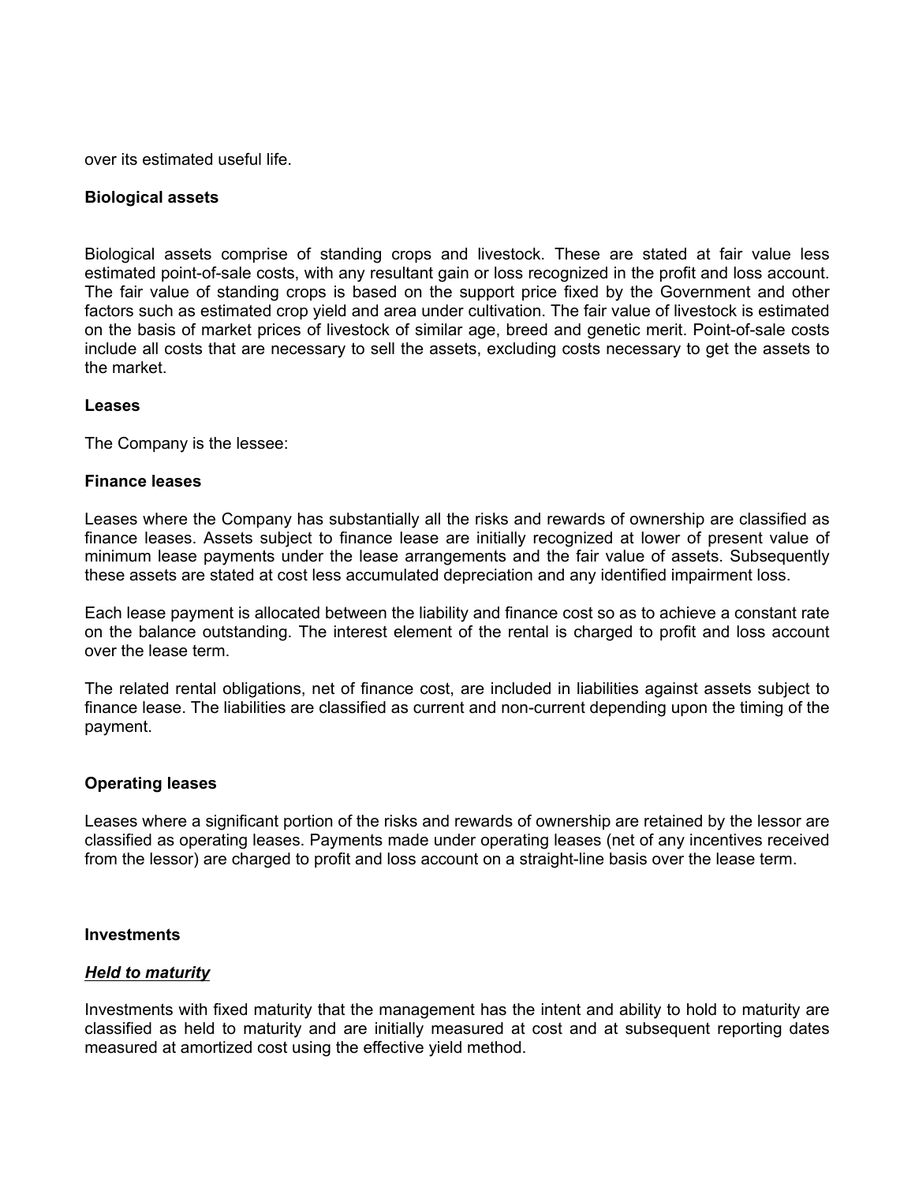over its estimated useful life.

**Biological assets**

Biological assets comprise of standing crops and livestock. These are stated at fair value less estimated point-of-sale costs, with any resultant gain or loss recognized in the profit and loss account. The fair value of standing crops is based on the support price fixed by the Government and other factors such as estimated crop yield and area under cultivation. The fair value of livestock is estimated on the basis of market prices of livestock of similar age, breed and genetic merit. Point-of-sale costs include all costs that are necessary to sell the assets, excluding costs necessary to get the assets to the market.

**Leases**

The Company is the lessee:

**Finance leases**

Leases where the Company has substantially all the risks and rewards of ownership are classified as finance leases. Assets subject to finance lease are initially recognized at lower of present value of minimum lease payments under the lease arrangements and the fair value of assets. Subsequently these assets are stated at cost less accumulated depreciation and any identified impairment loss.

Each lease payment is allocated between the liability and finance cost so as to achieve a constant rate on the balance outstanding. The interest element of the rental is charged to profit and loss account over the lease term.

The related rental obligations, net of finance cost, are included in liabilities against assets subject to finance lease. The liabilities are classified as current and non-current depending upon the timing of the payment.

**Operating leases**

Leases where a significant portion of the risks and rewards of ownership are retained by the lessor are classified as operating leases. Payments made under operating leases (net of any incentives received from the lessor) are charged to profit and loss account on a straight-line basis over the lease term.

**Investments**

***Held to maturity***

Investments with fixed maturity that the management has the intent and ability to hold to maturity are classified as held to maturity and are initially measured at cost and at subsequent reporting dates measured at amortized cost using the effective yield method.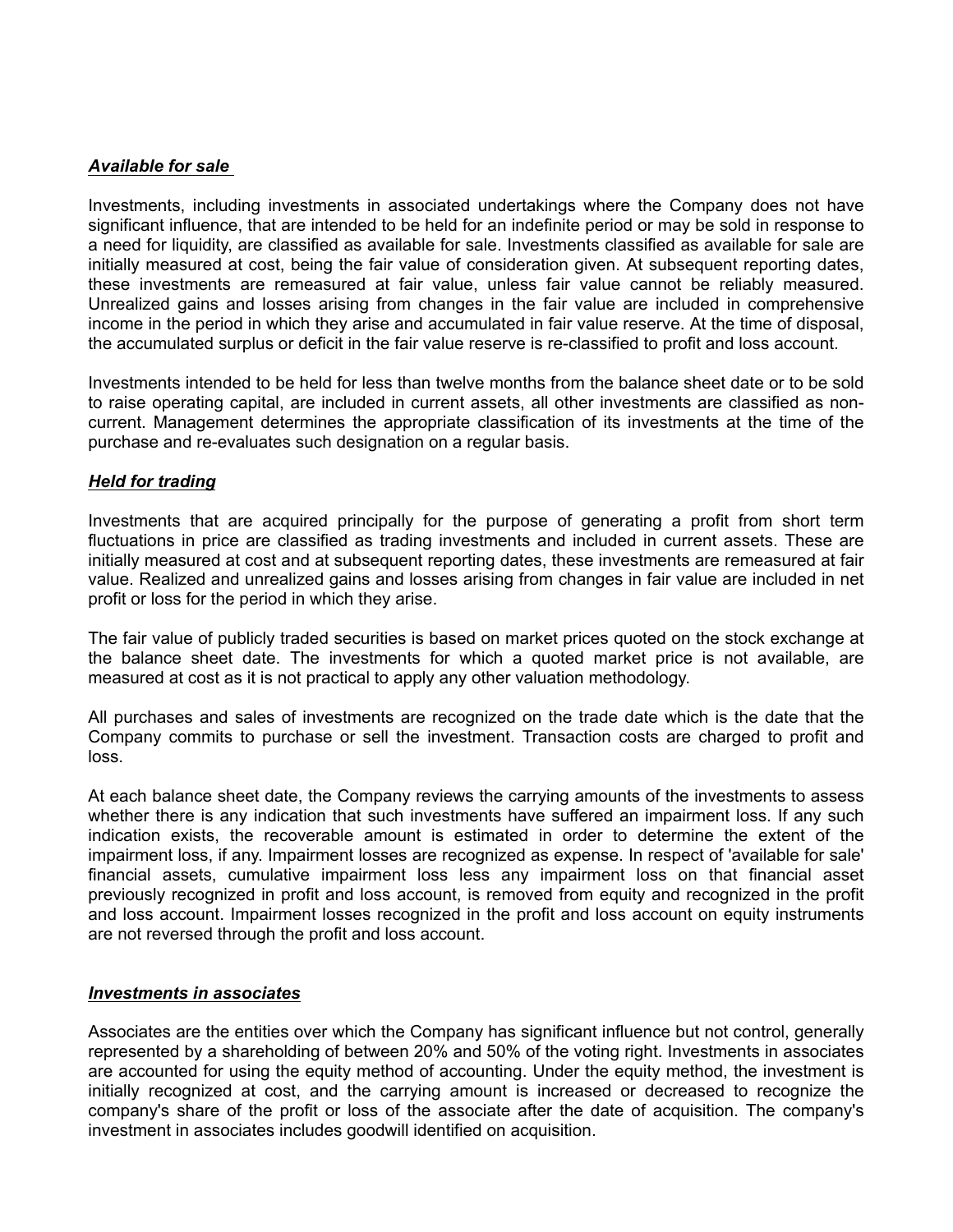***Available for sale***

Investments, including investments in associated undertakings where the Company does not have significant influence, that are intended to be held for an indefinite period or may be sold in response to a need for liquidity, are classified as available for sale. Investments classified as available for sale are initially measured at cost, being the fair value of consideration given. At subsequent reporting dates, these investments are remeasured at fair value, unless fair value cannot be reliably measured. Unrealized gains and losses arising from changes in the fair value are included in comprehensive income in the period in which they arise and accumulated in fair value reserve. At the time of disposal, the accumulated surplus or deficit in the fair value reserve is re-classified to profit and loss account.

Investments intended to be held for less than twelve months from the balance sheet date or to be sold to raise operating capital, are included in current assets, all other investments are classified as non-current. Management determines the appropriate classification of its investments at the time of the purchase and re-evaluates such designation on a regular basis.

***Held for trading***

Investments that are acquired principally for the purpose of generating a profit from short term fluctuations in price are classified as trading investments and included in current assets. These are initially measured at cost and at subsequent reporting dates, these investments are remeasured at fair value. Realized and unrealized gains and losses arising from changes in fair value are included in net profit or loss for the period in which they arise.

The fair value of publicly traded securities is based on market prices quoted on the stock exchange at the balance sheet date. The investments for which a quoted market price is not available, are measured at cost as it is not practical to apply any other valuation methodology.

All purchases and sales of investments are recognized on the trade date which is the date that the Company commits to purchase or sell the investment. Transaction costs are charged to profit and loss.

At each balance sheet date, the Company reviews the carrying amounts of the investments to assess whether there is any indication that such investments have suffered an impairment loss. If any such indication exists, the recoverable amount is estimated in order to determine the extent of the impairment loss, if any. Impairment losses are recognized as expense. In respect of 'available for sale' financial assets, cumulative impairment loss less any impairment loss on that financial asset previously recognized in profit and loss account, is removed from equity and recognized in the profit and loss account. Impairment losses recognized in the profit and loss account on equity instruments are not reversed through the profit and loss account.

***Investments in associates***

Associates are the entities over which the Company has significant influence but not control, generally represented by a shareholding of between 20% and 50% of the voting right. Investments in associates are accounted for using the equity method of accounting. Under the equity method, the investment is initially recognized at cost, and the carrying amount is increased or decreased to recognize the company's share of the profit or loss of the associate after the date of acquisition. The company's investment in associates includes goodwill identified on acquisition.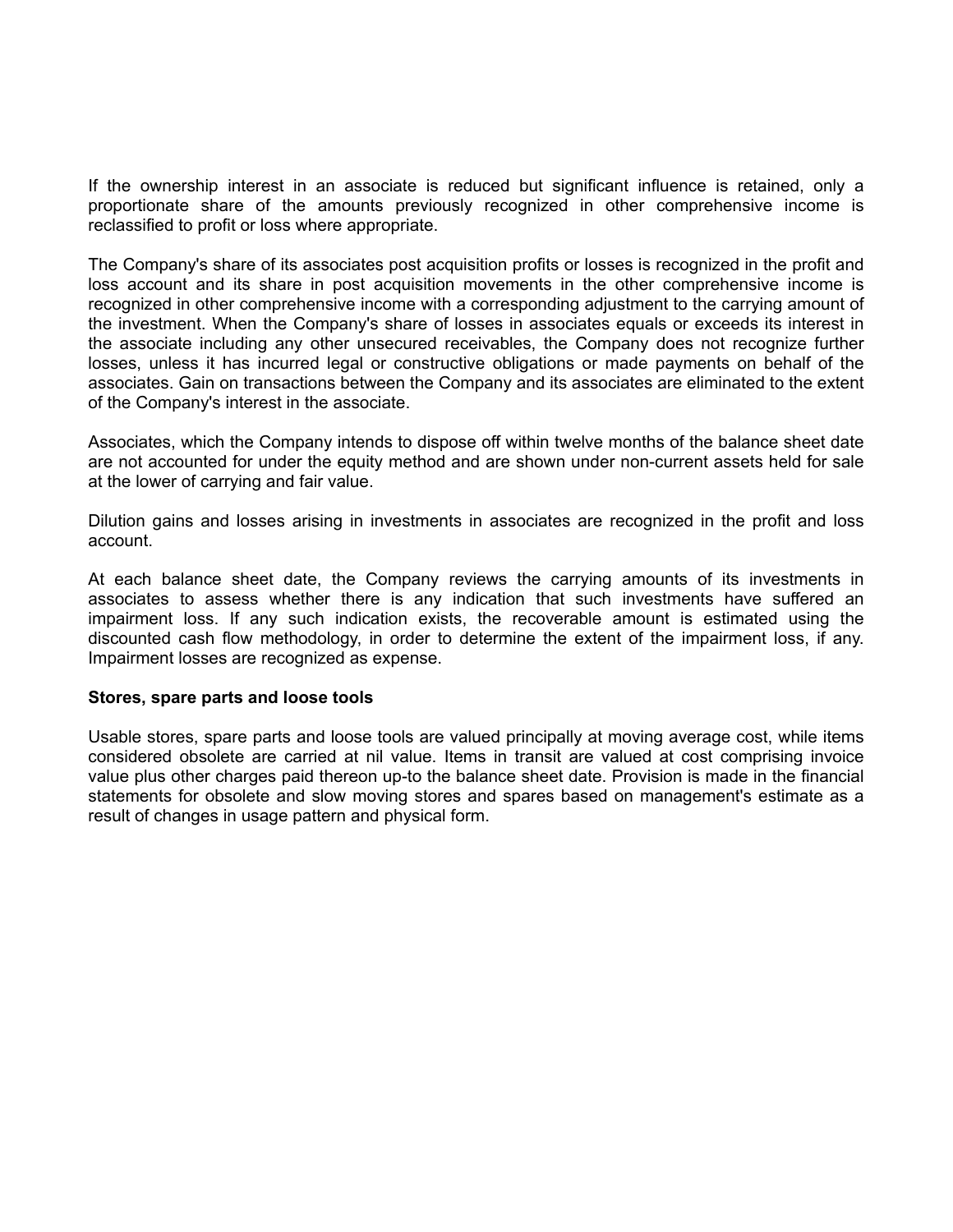If the ownership interest in an associate is reduced but significant influence is retained, only a proportionate share of the amounts previously recognized in other comprehensive income is reclassified to profit or loss where appropriate.

The Company's share of its associates post acquisition profits or losses is recognized in the profit and loss account and its share in post acquisition movements in the other comprehensive income is recognized in other comprehensive income with a corresponding adjustment to the carrying amount of the investment. When the Company's share of losses in associates equals or exceeds its interest in the associate including any other unsecured receivables, the Company does not recognize further losses, unless it has incurred legal or constructive obligations or made payments on behalf of the associates. Gain on transactions between the Company and its associates are eliminated to the extent of the Company's interest in the associate.

Associates, which the Company intends to dispose off within twelve months of the balance sheet date are not accounted for under the equity method and are shown under non-current assets held for sale at the lower of carrying and fair value.

Dilution gains and losses arising in investments in associates are recognized in the profit and loss account.

At each balance sheet date, the Company reviews the carrying amounts of its investments in associates to assess whether there is any indication that such investments have suffered an impairment loss. If any such indication exists, the recoverable amount is estimated using the discounted cash flow methodology, in order to determine the extent of the impairment loss, if any. Impairment losses are recognized as expense.

**Stores, spare parts and loose tools**

Usable stores, spare parts and loose tools are valued principally at moving average cost, while items considered obsolete are carried at nil value. Items in transit are valued at cost comprising invoice value plus other charges paid thereon up-to the balance sheet date. Provision is made in the financial statements for obsolete and slow moving stores and spares based on management's estimate as a result of changes in usage pattern and physical form.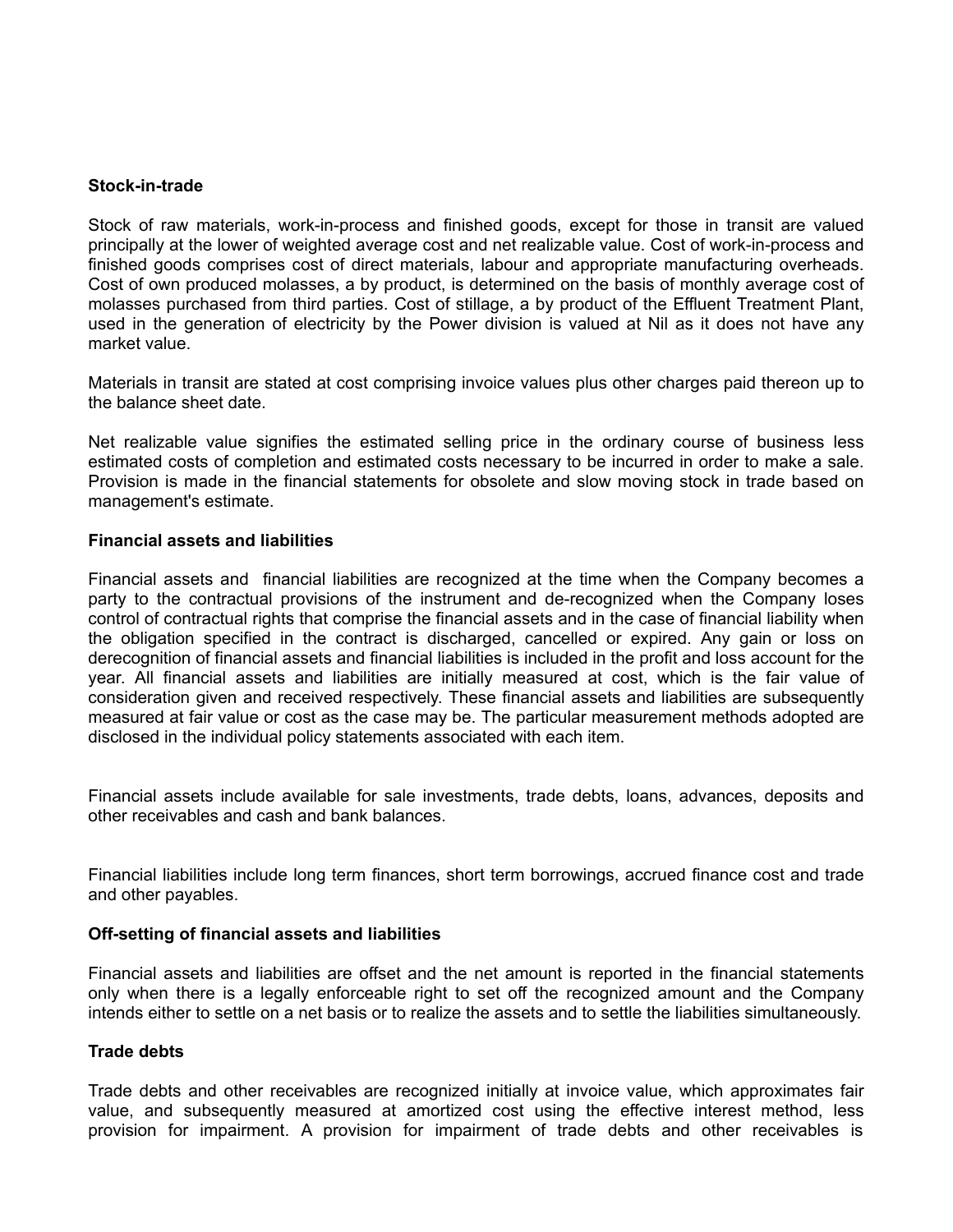**Stock-in-trade**

Stock of raw materials, work-in-process and finished goods, except for those in transit are valued principally at the lower of weighted average cost and net realizable value. Cost of work-in-process and finished goods comprises cost of direct materials, labour and appropriate manufacturing overheads. Cost of own produced molasses, a by product, is determined on the basis of monthly average cost of molasses purchased from third parties. Cost of stillage, a by product of the Effluent Treatment Plant, used in the generation of electricity by the Power division is valued at Nil as it does not have any market value.

Materials in transit are stated at cost comprising invoice values plus other charges paid thereon up to the balance sheet date.

Net realizable value signifies the estimated selling price in the ordinary course of business less estimated costs of completion and estimated costs necessary to be incurred in order to make a sale. Provision is made in the financial statements for obsolete and slow moving stock in trade based on management's estimate.

**Financial assets and liabilities**

Financial assets and financial liabilities are recognized at the time when the Company becomes a party to the contractual provisions of the instrument and de-recognized when the Company loses control of contractual rights that comprise the financial assets and in the case of financial liability when the obligation specified in the contract is discharged, cancelled or expired. Any gain or loss on derecognition of financial assets and financial liabilities is included in the profit and loss account for the year. All financial assets and liabilities are initially measured at cost, which is the fair value of consideration given and received respectively. These financial assets and liabilities are subsequently measured at fair value or cost as the case may be. The particular measurement methods adopted are disclosed in the individual policy statements associated with each item.

Financial assets include available for sale investments, trade debts, loans, advances, deposits and other receivables and cash and bank balances.

Financial liabilities include long term finances, short term borrowings, accrued finance cost and trade and other payables.

**Off-setting of financial assets and liabilities**

Financial assets and liabilities are offset and the net amount is reported in the financial statements only when there is a legally enforceable right to set off the recognized amount and the Company intends either to settle on a net basis or to realize the assets and to settle the liabilities simultaneously.

**Trade debts**

Trade debts and other receivables are recognized initially at invoice value, which approximates fair value, and subsequently measured at amortized cost using the effective interest method, less provision for impairment. A provision for impairment of trade debts and other receivables is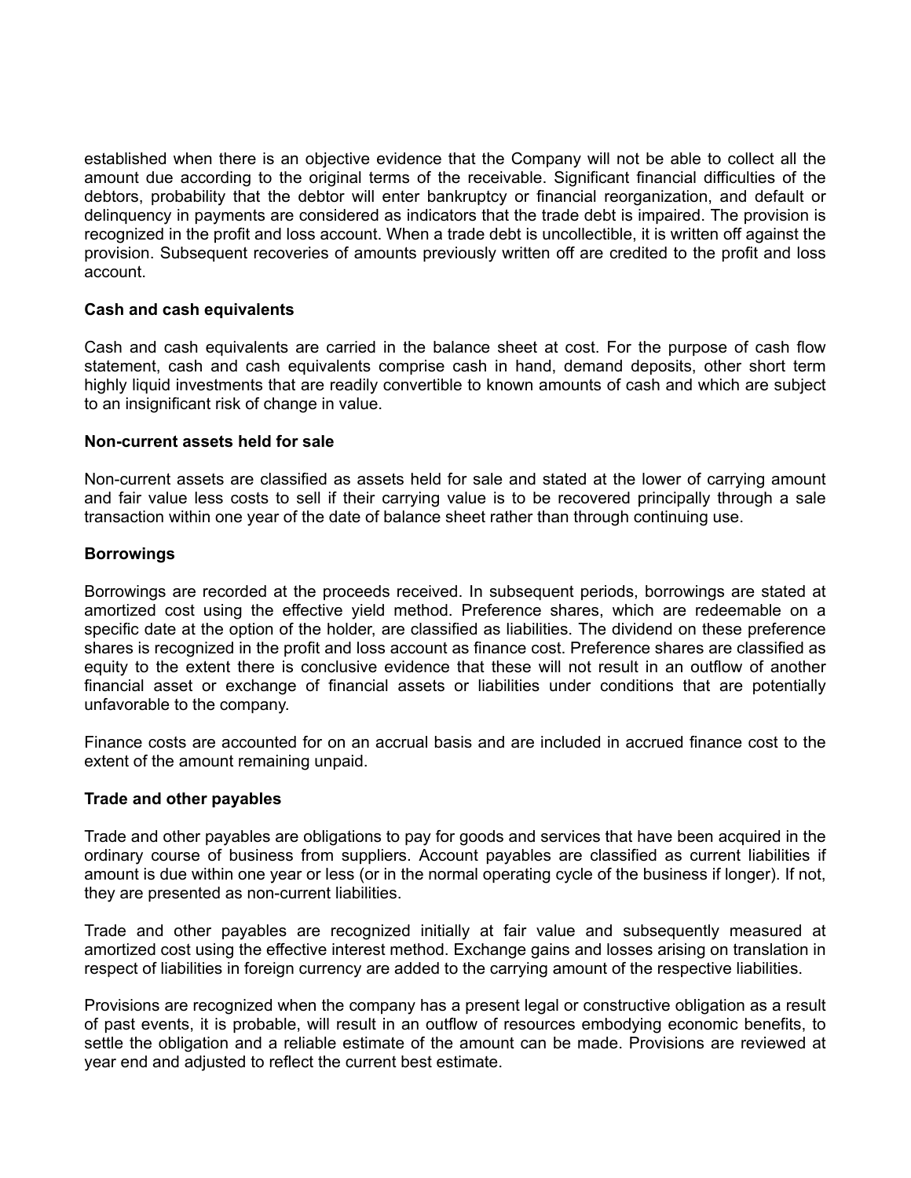established when there is an objective evidence that the Company will not be able to collect all the amount due according to the original terms of the receivable. Significant financial difficulties of the debtors, probability that the debtor will enter bankruptcy or financial reorganization, and default or delinquency in payments are considered as indicators that the trade debt is impaired. The provision is recognized in the profit and loss account. When a trade debt is uncollectible, it is written off against the provision. Subsequent recoveries of amounts previously written off are credited to the profit and loss account.

**Cash and cash equivalents**

Cash and cash equivalents are carried in the balance sheet at cost. For the purpose of cash flow statement, cash and cash equivalents comprise cash in hand, demand deposits, other short term highly liquid investments that are readily convertible to known amounts of cash and which are subject to an insignificant risk of change in value.

**Non-current assets held for sale**

Non-current assets are classified as assets held for sale and stated at the lower of carrying amount and fair value less costs to sell if their carrying value is to be recovered principally through a sale transaction within one year of the date of balance sheet rather than through continuing use.

**Borrowings**

Borrowings are recorded at the proceeds received. In subsequent periods, borrowings are stated at amortized cost using the effective yield method. Preference shares, which are redeemable on a specific date at the option of the holder, are classified as liabilities. The dividend on these preference shares is recognized in the profit and loss account as finance cost. Preference shares are classified as equity to the extent there is conclusive evidence that these will not result in an outflow of another financial asset or exchange of financial assets or liabilities under conditions that are potentially unfavorable to the company.

Finance costs are accounted for on an accrual basis and are included in accrued finance cost to the extent of the amount remaining unpaid.

**Trade and other payables**

Trade and other payables are obligations to pay for goods and services that have been acquired in the ordinary course of business from suppliers. Account payables are classified as current liabilities if amount is due within one year or less (or in the normal operating cycle of the business if longer). If not, they are presented as non-current liabilities.

Trade and other payables are recognized initially at fair value and subsequently measured at amortized cost using the effective interest method. Exchange gains and losses arising on translation in respect of liabilities in foreign currency are added to the carrying amount of the respective liabilities.

Provisions are recognized when the company has a present legal or constructive obligation as a result of past events, it is probable, will result in an outflow of resources embodying economic benefits, to settle the obligation and a reliable estimate of the amount can be made. Provisions are reviewed at year end and adjusted to reflect the current best estimate.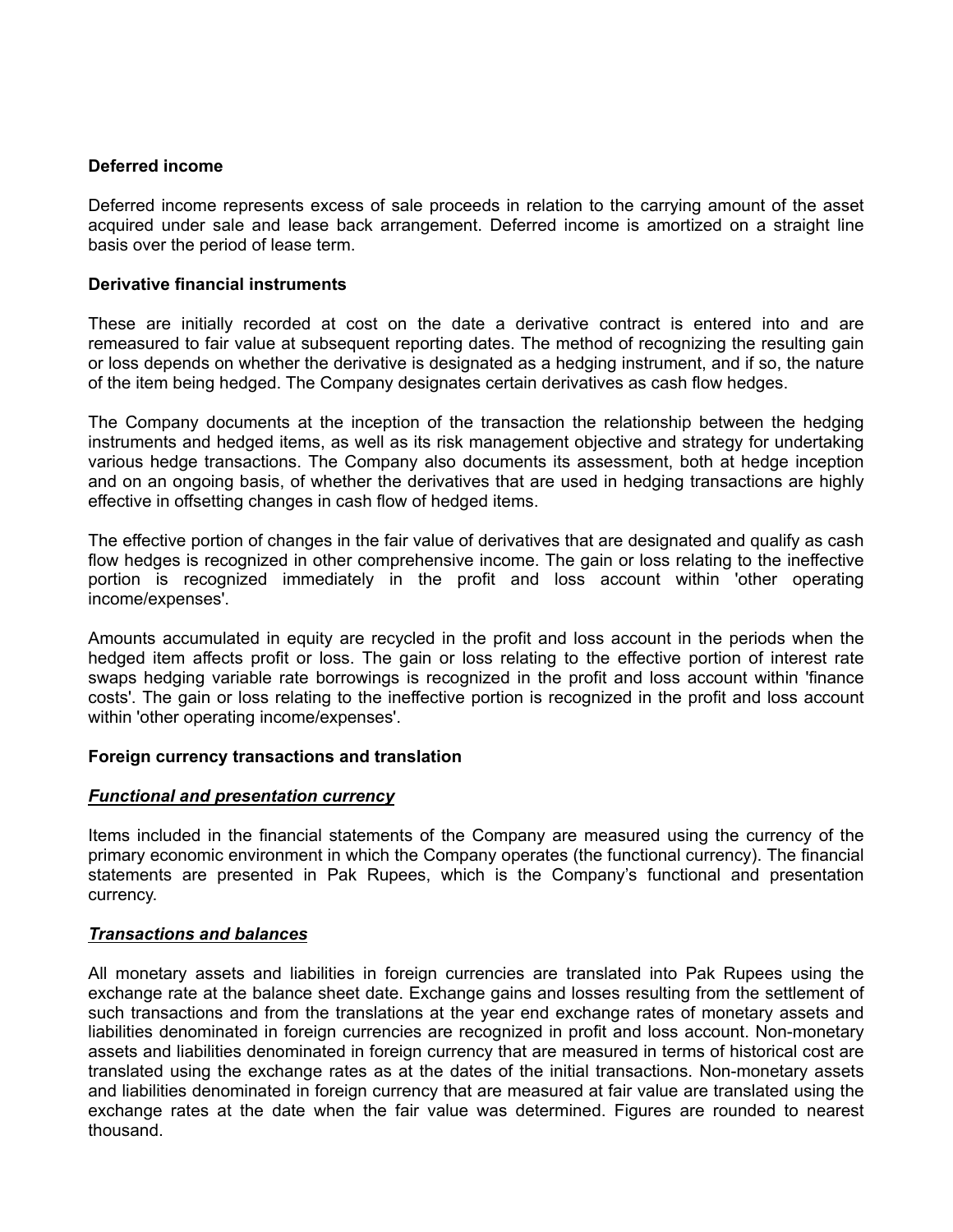**Deferred income**

Deferred income represents excess of sale proceeds in relation to the carrying amount of the asset acquired under sale and lease back arrangement. Deferred income is amortized on a straight line basis over the period of lease term.

**Derivative financial instruments**

These are initially recorded at cost on the date a derivative contract is entered into and are remeasured to fair value at subsequent reporting dates. The method of recognizing the resulting gain or loss depends on whether the derivative is designated as a hedging instrument, and if so, the nature of the item being hedged. The Company designates certain derivatives as cash flow hedges.

The Company documents at the inception of the transaction the relationship between the hedging instruments and hedged items, as well as its risk management objective and strategy for undertaking various hedge transactions. The Company also documents its assessment, both at hedge inception and on an ongoing basis, of whether the derivatives that are used in hedging transactions are highly effective in offsetting changes in cash flow of hedged items.

The effective portion of changes in the fair value of derivatives that are designated and qualify as cash flow hedges is recognized in other comprehensive income. The gain or loss relating to the ineffective portion is recognized immediately in the profit and loss account within 'other operating income/expenses'.

Amounts accumulated in equity are recycled in the profit and loss account in the periods when the hedged item affects profit or loss. The gain or loss relating to the effective portion of interest rate swaps hedging variable rate borrowings is recognized in the profit and loss account within 'finance costs'. The gain or loss relating to the ineffective portion is recognized in the profit and loss account within 'other operating income/expenses'.

**Foreign currency transactions and translation**

***Functional and presentation currency***

Items included in the financial statements of the Company are measured using the currency of the primary economic environment in which the Company operates (the functional currency). The financial statements are presented in Pak Rupees, which is the Company's functional and presentation currency.

***Transactions and balances***

All monetary assets and liabilities in foreign currencies are translated into Pak Rupees using the exchange rate at the balance sheet date. Exchange gains and losses resulting from the settlement of such transactions and from the translations at the year end exchange rates of monetary assets and liabilities denominated in foreign currencies are recognized in profit and loss account. Non-monetary assets and liabilities denominated in foreign currency that are measured in terms of historical cost are translated using the exchange rates as at the dates of the initial transactions. Non-monetary assets and liabilities denominated in foreign currency that are measured at fair value are translated using the exchange rates at the date when the fair value was determined. Figures are rounded to nearest thousand.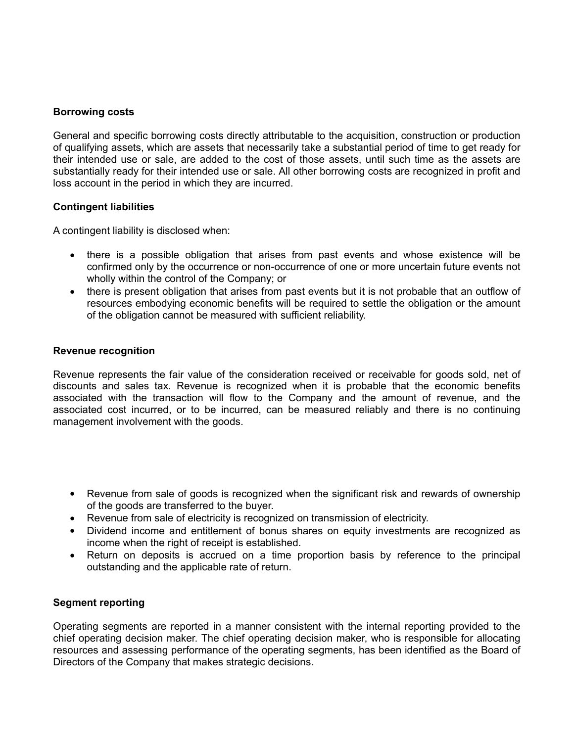**Borrowing costs**

General and specific borrowing costs directly attributable to the acquisition, construction or production of qualifying assets, which are assets that necessarily take a substantial period of time to get ready for their intended use or sale, are added to the cost of those assets, until such time as the assets are substantially ready for their intended use or sale. All other borrowing costs are recognized in profit and loss account in the period in which they are incurred.

**Contingent liabilities**

A contingent liability is disclosed when:

- there is a possible obligation that arises from past events and whose existence will be confirmed only by the occurrence or non-occurrence of one or more uncertain future events not wholly within the control of the Company; or
- there is present obligation that arises from past events but it is not probable that an outflow of resources embodying economic benefits will be required to settle the obligation or the amount of the obligation cannot be measured with sufficient reliability.

**Revenue recognition**

Revenue represents the fair value of the consideration received or receivable for goods sold, net of discounts and sales tax. Revenue is recognized when it is probable that the economic benefits associated with the transaction will flow to the Company and the amount of revenue, and the associated cost incurred, or to be incurred, can be measured reliably and there is no continuing management involvement with the goods.

- Revenue from sale of goods is recognized when the significant risk and rewards of ownership of the goods are transferred to the buyer.
- Revenue from sale of electricity is recognized on transmission of electricity.
- Dividend income and entitlement of bonus shares on equity investments are recognized as income when the right of receipt is established.
- Return on deposits is accrued on a time proportion basis by reference to the principal outstanding and the applicable rate of return.

**Segment reporting**

Operating segments are reported in a manner consistent with the internal reporting provided to the chief operating decision maker. The chief operating decision maker, who is responsible for allocating resources and assessing performance of the operating segments, has been identified as the Board of Directors of the Company that makes strategic decisions.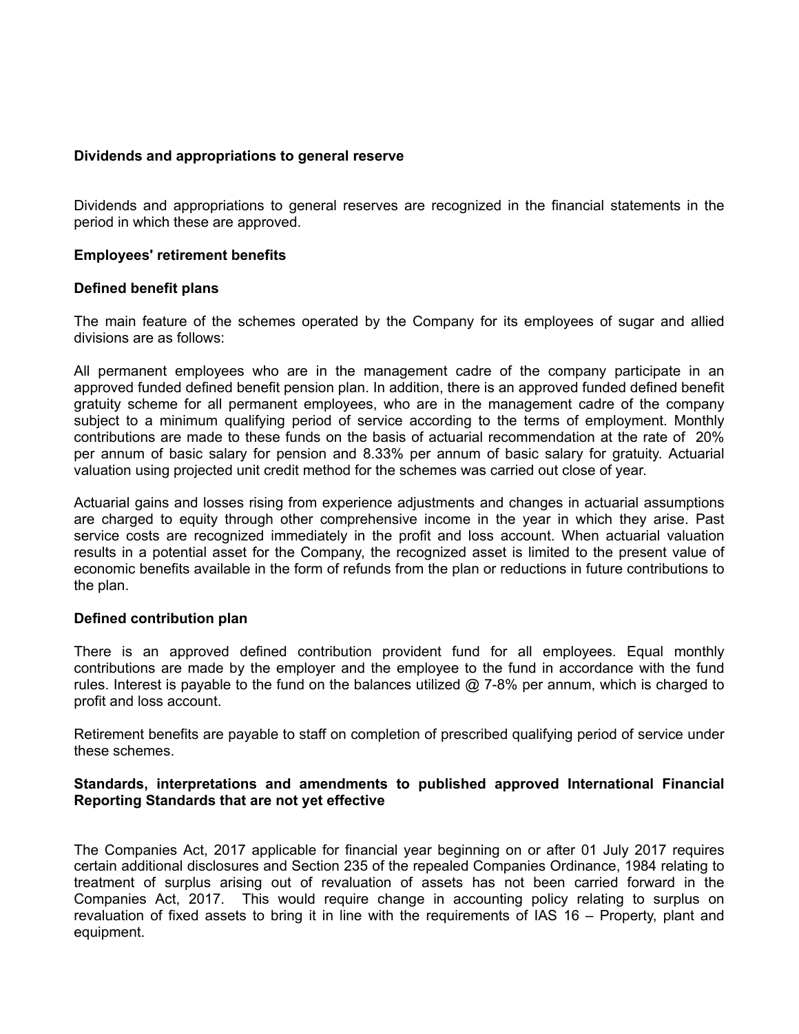**Dividends and appropriations to general reserve**

Dividends and appropriations to general reserves are recognized in the financial statements in the period in which these are approved.

**Employees' retirement benefits**

**Defined benefit plans**

The main feature of the schemes operated by the Company for its employees of sugar and allied divisions are as follows:

All permanent employees who are in the management cadre of the company participate in an approved funded defined benefit pension plan. In addition, there is an approved funded defined benefit gratuity scheme for all permanent employees, who are in the management cadre of the company subject to a minimum qualifying period of service according to the terms of employment. Monthly contributions are made to these funds on the basis of actuarial recommendation at the rate of 20% per annum of basic salary for pension and 8.33% per annum of basic salary for gratuity. Actuarial valuation using projected unit credit method for the schemes was carried out close of year.

Actuarial gains and losses rising from experience adjustments and changes in actuarial assumptions are charged to equity through other comprehensive income in the year in which they arise. Past service costs are recognized immediately in the profit and loss account. When actuarial valuation results in a potential asset for the Company, the recognized asset is limited to the present value of economic benefits available in the form of refunds from the plan or reductions in future contributions to the plan.

**Defined contribution plan**

There is an approved defined contribution provident fund for all employees. Equal monthly contributions are made by the employer and the employee to the fund in accordance with the fund rules. Interest is payable to the fund on the balances utilized @ 7-8% per annum, which is charged to profit and loss account.

Retirement benefits are payable to staff on completion of prescribed qualifying period of service under these schemes.

**Standards, interpretations and amendments to published approved International Financial Reporting Standards that are not yet effective**

The Companies Act, 2017 applicable for financial year beginning on or after 01 July 2017 requires certain additional disclosures and Section 235 of the repealed Companies Ordinance, 1984 relating to treatment of surplus arising out of revaluation of assets has not been carried forward in the Companies Act, 2017. This would require change in accounting policy relating to surplus on revaluation of fixed assets to bring it in line with the requirements of IAS 16 – Property, plant and equipment.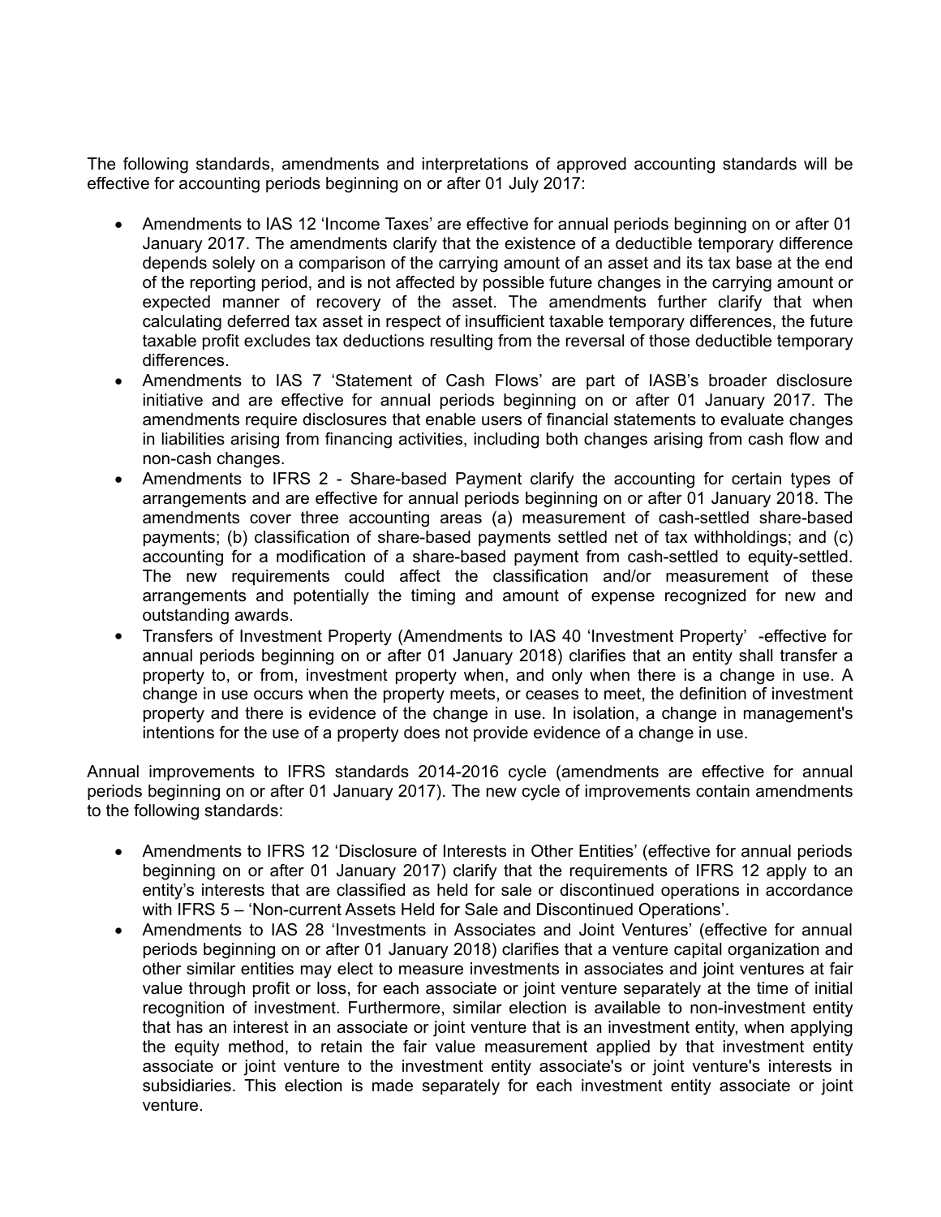The following standards, amendments and interpretations of approved accounting standards will be effective for accounting periods beginning on or after 01 July 2017:

- Amendments to IAS 12 'Income Taxes' are effective for annual periods beginning on or after 01 January 2017. The amendments clarify that the existence of a deductible temporary difference depends solely on a comparison of the carrying amount of an asset and its tax base at the end of the reporting period, and is not affected by possible future changes in the carrying amount or expected manner of recovery of the asset. The amendments further clarify that when calculating deferred tax asset in respect of insufficient taxable temporary differences, the future taxable profit excludes tax deductions resulting from the reversal of those deductible temporary differences.
- Amendments to IAS 7 'Statement of Cash Flows' are part of IASB's broader disclosure initiative and are effective for annual periods beginning on or after 01 January 2017. The amendments require disclosures that enable users of financial statements to evaluate changes in liabilities arising from financing activities, including both changes arising from cash flow and non-cash changes.
- Amendments to IFRS 2 - Share-based Payment clarify the accounting for certain types of arrangements and are effective for annual periods beginning on or after 01 January 2018. The amendments cover three accounting areas (a) measurement of cash-settled share-based payments; (b) classification of share-based payments settled net of tax withholdings; and (c) accounting for a modification of a share-based payment from cash-settled to equity-settled. The new requirements could affect the classification and/or measurement of these arrangements and potentially the timing and amount of expense recognized for new and outstanding awards.
- Transfers of Investment Property (Amendments to IAS 40 'Investment Property' -effective for annual periods beginning on or after 01 January 2018) clarifies that an entity shall transfer a property to, or from, investment property when, and only when there is a change in use. A change in use occurs when the property meets, or ceases to meet, the definition of investment property and there is evidence of the change in use. In isolation, a change in management's intentions for the use of a property does not provide evidence of a change in use.

Annual improvements to IFRS standards 2014-2016 cycle (amendments are effective for annual periods beginning on or after 01 January 2017). The new cycle of improvements contain amendments to the following standards:

- Amendments to IFRS 12 'Disclosure of Interests in Other Entities' (effective for annual periods beginning on or after 01 January 2017) clarify that the requirements of IFRS 12 apply to an entity's interests that are classified as held for sale or discontinued operations in accordance with IFRS 5 – 'Non-current Assets Held for Sale and Discontinued Operations'.
- Amendments to IAS 28 'Investments in Associates and Joint Ventures' (effective for annual periods beginning on or after 01 January 2018) clarifies that a venture capital organization and other similar entities may elect to measure investments in associates and joint ventures at fair value through profit or loss, for each associate or joint venture separately at the time of initial recognition of investment. Furthermore, similar election is available to non-investment entity that has an interest in an associate or joint venture that is an investment entity, when applying the equity method, to retain the fair value measurement applied by that investment entity associate or joint venture to the investment entity associate's or joint venture's interests in subsidiaries. This election is made separately for each investment entity associate or joint venture.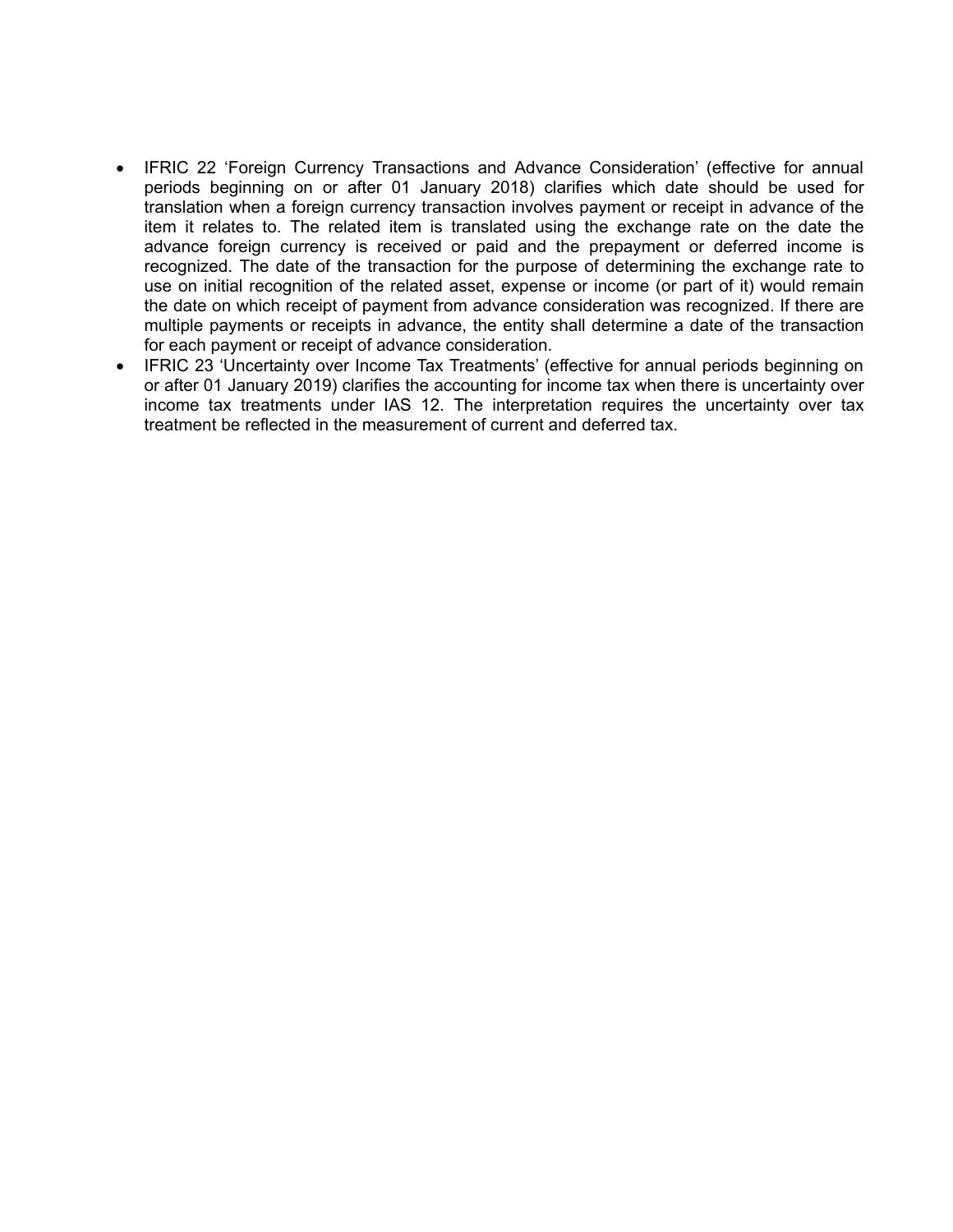- IFRIC 22 'Foreign Currency Transactions and Advance Consideration' (effective for annual periods beginning on or after 01 January 2018) clarifies which date should be used for translation when a foreign currency transaction involves payment or receipt in advance of the item it relates to. The related item is translated using the exchange rate on the date the advance foreign currency is received or paid and the prepayment or deferred income is recognized. The date of the transaction for the purpose of determining the exchange rate to use on initial recognition of the related asset, expense or income (or part of it) would remain the date on which receipt of payment from advance consideration was recognized. If there are multiple payments or receipts in advance, the entity shall determine a date of the transaction for each payment or receipt of advance consideration.
- IFRIC 23 'Uncertainty over Income Tax Treatments' (effective for annual periods beginning on or after 01 January 2019) clarifies the accounting for income tax when there is uncertainty over income tax treatments under IAS 12. The interpretation requires the uncertainty over tax treatment be reflected in the measurement of current and deferred tax.